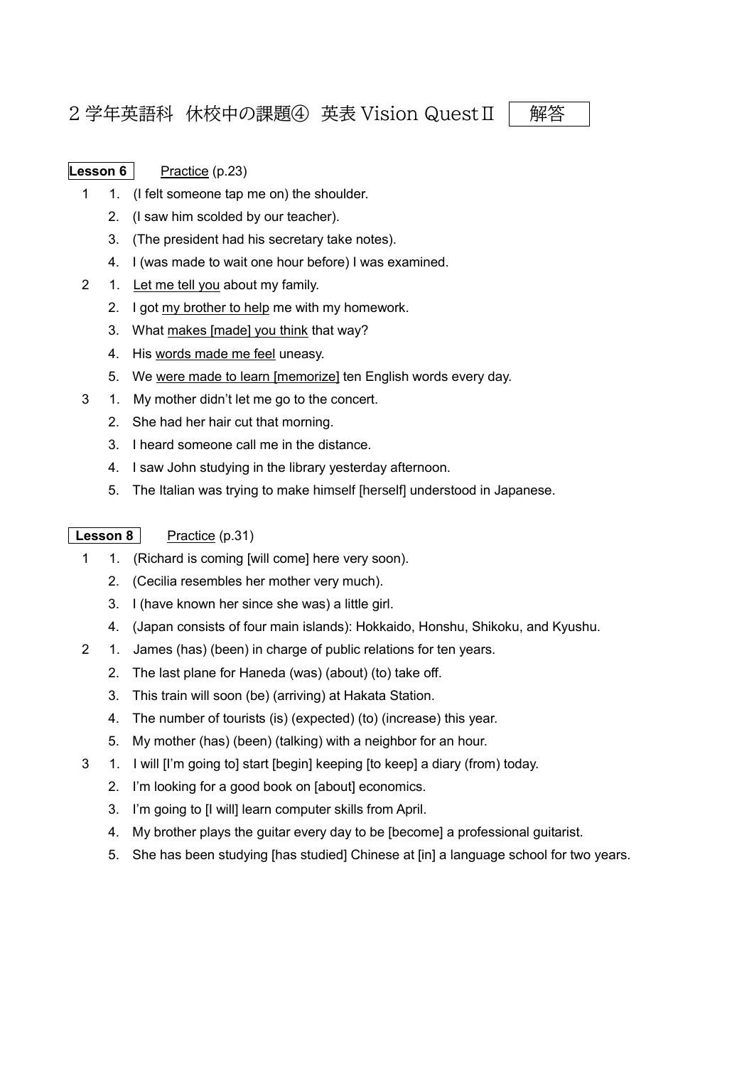# 2学年英語科 休校中の課題④ 英表 Vision QuestⅡ 解答

**Lesson 6** Practice (p.23)

1
1. (I felt someone tap me on) the shoulder.
2. (I saw him scolded by our teacher).
3. (The president had his secretary take notes).
4. I (was made to wait one hour before) I was examined.

2
1. Let me tell you about my family.
2. I got my brother to help me with my homework.
3. What makes [made] you think that way?
4. His words made me feel uneasy.
5. We were made to learn [memorize] ten English words every day.

3
1. My mother didn't let me go to the concert.
2. She had her hair cut that morning.
3. I heard someone call me in the distance.
4. I saw John studying in the library yesterday afternoon.
5. The Italian was trying to make himself [herself] understood in Japanese.

**Lesson 8** Practice (p.31)

1
1. (Richard is coming [will come] here very soon).
2. (Cecilia resembles her mother very much).
3. I (have known her since she was) a little girl.
4. (Japan consists of four main islands): Hokkaido, Honshu, Shikoku, and Kyushu.

2
1. James (has) (been) in charge of public relations for ten years.
2. The last plane for Haneda (was) (about) (to) take off.
3. This train will soon (be) (arriving) at Hakata Station.
4. The number of tourists (is) (expected) (to) (increase) this year.
5. My mother (has) (been) (talking) with a neighbor for an hour.

3
1. I will [I'm going to] start [begin] keeping [to keep] a diary (from) today.
2. I'm looking for a good book on [about] economics.
3. I'm going to [I will] learn computer skills from April.
4. My brother plays the guitar every day to be [become] a professional guitarist.
5. She has been studying [has studied] Chinese at [in] a language school for two years.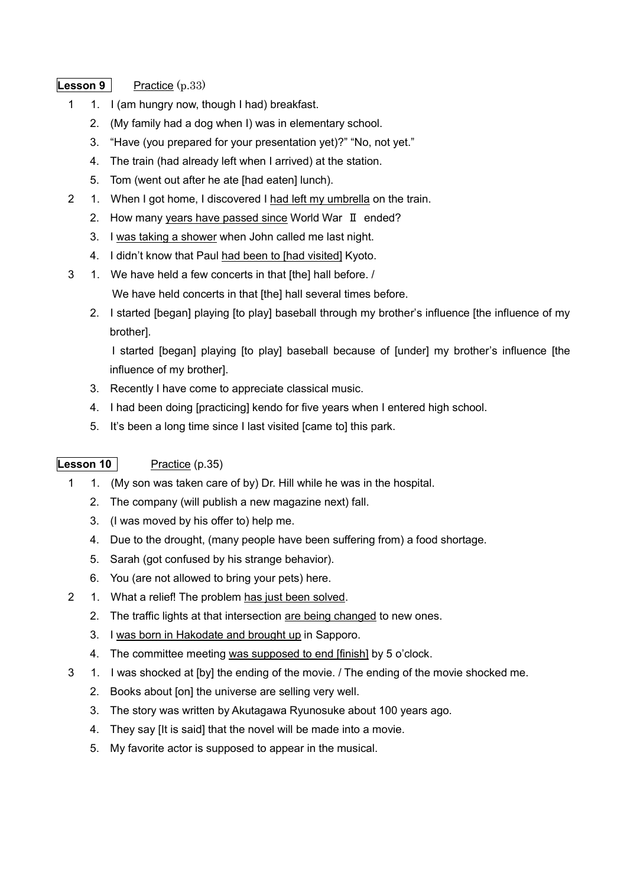**Lesson 9** Practice (p.33)

1
1. I (am hungry now, though I had) breakfast.
2. (My family had a dog when I) was in elementary school.
3. "Have (you prepared for your presentation yet)?" "No, not yet."
4. The train (had already left when I arrived) at the station.
5. Tom (went out after he ate [had eaten] lunch).

2
1. When I got home, I discovered I <u>had left my umbrella</u> on the train.
2. How many <u>years have passed since</u> World War Ⅱ ended?
3. I <u>was taking a shower</u> when John called me last night.
4. I didn't know that Paul <u>had been to [had visited]</u> Kyoto.

3
1. We have held a few concerts in that [the] hall before. /
   We have held concerts in that [the] hall several times before.
2. I started [began] playing [to play] baseball through my brother's influence [the influence of my brother].
   I started [began] playing [to play] baseball because of [under] my brother's influence [the influence of my brother].
3. Recently I have come to appreciate classical music.
4. I had been doing [practicing] kendo for five years when I entered high school.
5. It's been a long time since I last visited [came to] this park.

**Lesson 10** Practice (p.35)

1
1. (My son was taken care of by) Dr. Hill while he was in the hospital.
2. The company (will publish a new magazine next) fall.
3. (I was moved by his offer to) help me.
4. Due to the drought, (many people have been suffering from) a food shortage.
5. Sarah (got confused by his strange behavior).
6. You (are not allowed to bring your pets) here.

2
1. What a relief! The problem <u>has just been solved</u>.
2. The traffic lights at that intersection <u>are being changed</u> to new ones.
3. I <u>was born in Hakodate and brought up</u> in Sapporo.
4. The committee meeting <u>was supposed to end [finish]</u> by 5 o'clock.

3
1. I was shocked at [by] the ending of the movie. / The ending of the movie shocked me.
2. Books about [on] the universe are selling very well.
3. The story was written by Akutagawa Ryunosuke about 100 years ago.
4. They say [It is said] that the novel will be made into a movie.
5. My favorite actor is supposed to appear in the musical.